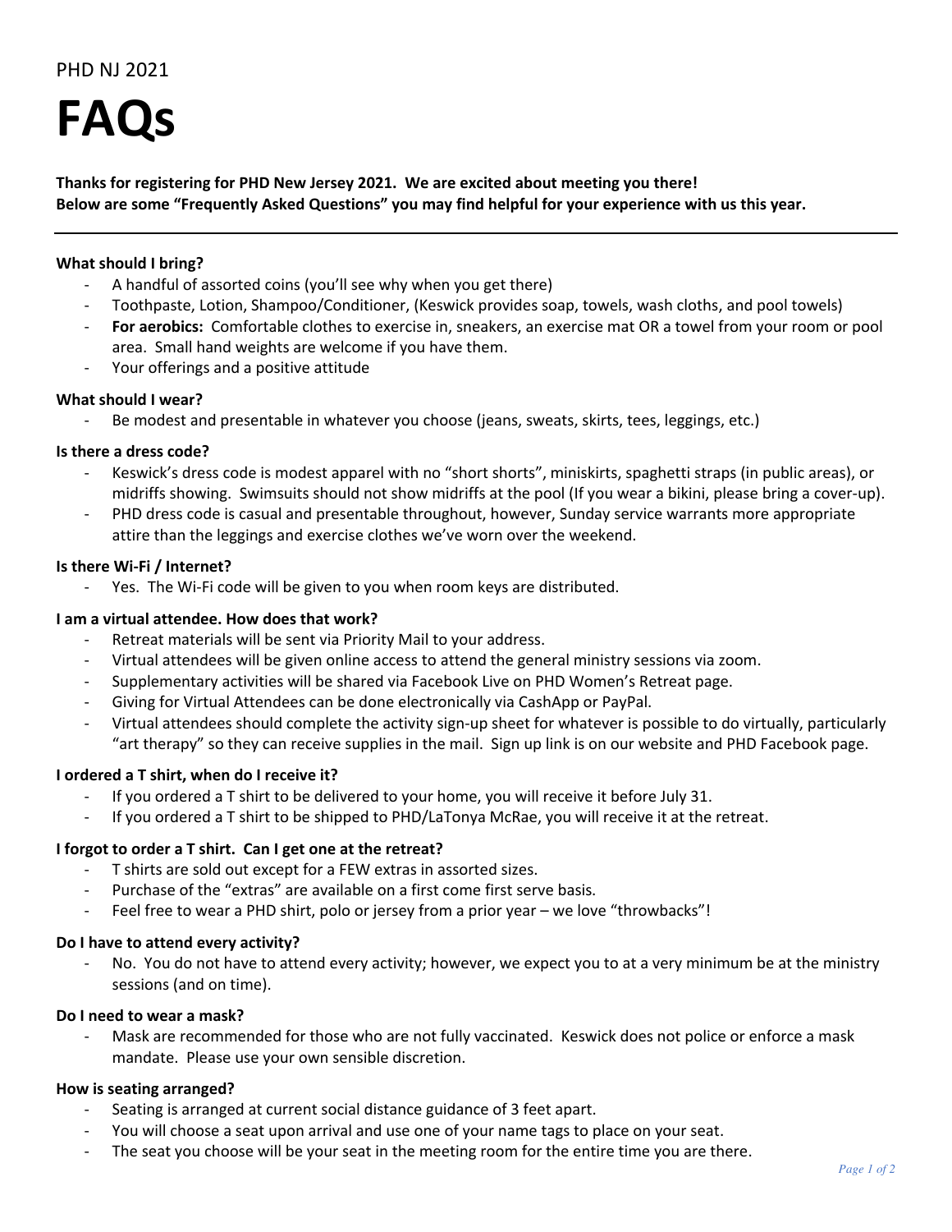PHD NJ 2021

# FAQs

**Thanks for registering for PHD New Jersey 2021. We are excited about meeting you there!**
**Below are some "Frequently Asked Questions" you may find helpful for your experience with us this year.**

---

### What should I bring?

- A handful of assorted coins (you'll see why when you get there)
- Toothpaste, Lotion, Shampoo/Conditioner, (Keswick provides soap, towels, wash cloths, and pool towels)
- **For aerobics:** Comfortable clothes to exercise in, sneakers, an exercise mat OR a towel from your room or pool area. Small hand weights are welcome if you have them.
- Your offerings and a positive attitude

### What should I wear?

- Be modest and presentable in whatever you choose (jeans, sweats, skirts, tees, leggings, etc.)

### Is there a dress code?

- Keswick's dress code is modest apparel with no "short shorts", miniskirts, spaghetti straps (in public areas), or midriffs showing. Swimsuits should not show midriffs at the pool (If you wear a bikini, please bring a cover-up).
- PHD dress code is casual and presentable throughout, however, Sunday service warrants more appropriate attire than the leggings and exercise clothes we've worn over the weekend.

### Is there Wi-Fi / Internet?

- Yes. The Wi-Fi code will be given to you when room keys are distributed.

### I am a virtual attendee. How does that work?

- Retreat materials will be sent via Priority Mail to your address.
- Virtual attendees will be given online access to attend the general ministry sessions via zoom.
- Supplementary activities will be shared via Facebook Live on PHD Women's Retreat page.
- Giving for Virtual Attendees can be done electronically via CashApp or PayPal.
- Virtual attendees should complete the activity sign-up sheet for whatever is possible to do virtually, particularly "art therapy" so they can receive supplies in the mail. Sign up link is on our website and PHD Facebook page.

### I ordered a T shirt, when do I receive it?

- If you ordered a T shirt to be delivered to your home, you will receive it before July 31.
- If you ordered a T shirt to be shipped to PHD/LaTonya McRae, you will receive it at the retreat.

### I forgot to order a T shirt. Can I get one at the retreat?

- T shirts are sold out except for a FEW extras in assorted sizes.
- Purchase of the "extras" are available on a first come first serve basis.
- Feel free to wear a PHD shirt, polo or jersey from a prior year – we love "throwbacks"!

### Do I have to attend every activity?

- No. You do not have to attend every activity; however, we expect you to at a very minimum be at the ministry sessions (and on time).

### Do I need to wear a mask?

- Mask are recommended for those who are not fully vaccinated. Keswick does not police or enforce a mask mandate. Please use your own sensible discretion.

### How is seating arranged?

- Seating is arranged at current social distance guidance of 3 feet apart.
- You will choose a seat upon arrival and use one of your name tags to place on your seat.
- The seat you choose will be your seat in the meeting room for the entire time you are there.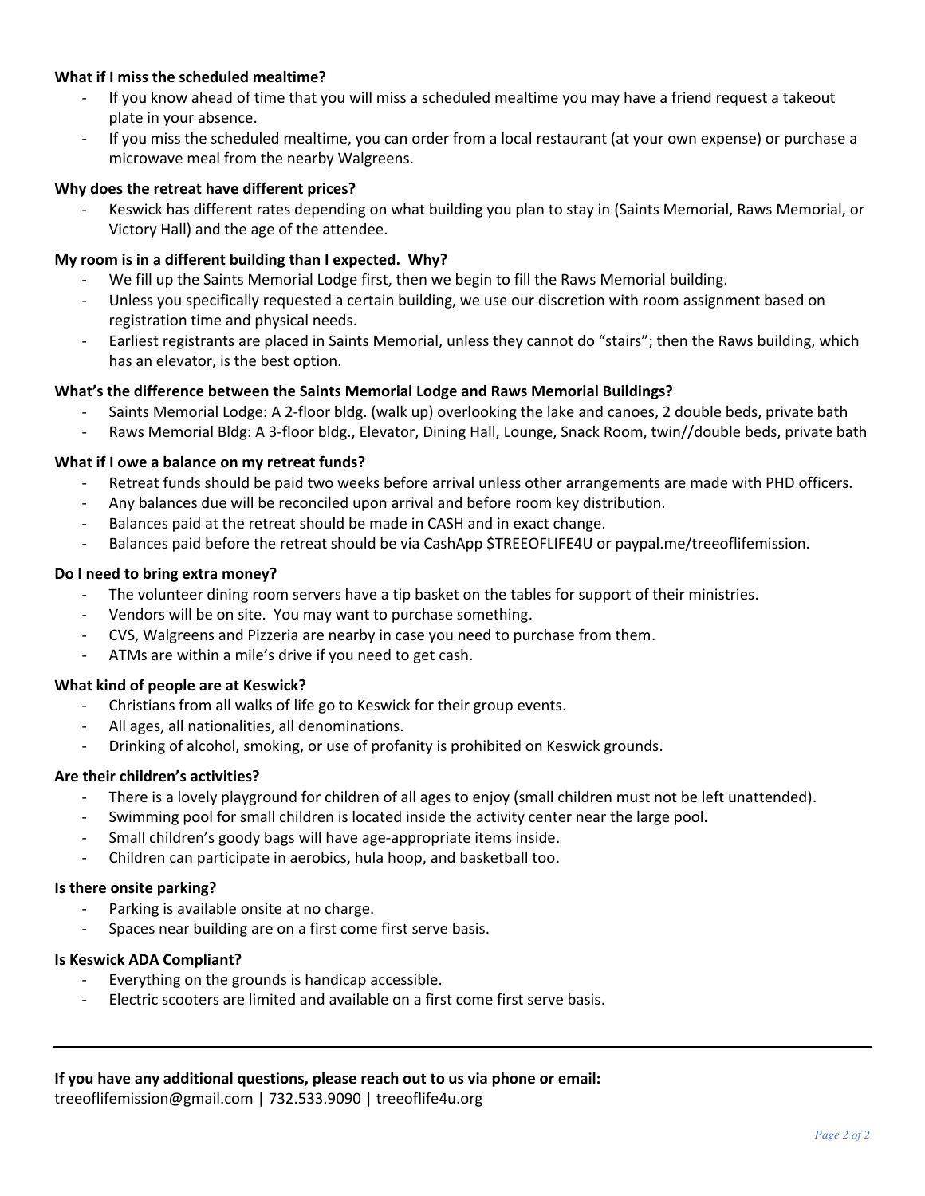**What if I miss the scheduled mealtime?**

- If you know ahead of time that you will miss a scheduled mealtime you may have a friend request a takeout plate in your absence.
- If you miss the scheduled mealtime, you can order from a local restaurant (at your own expense) or purchase a microwave meal from the nearby Walgreens.

**Why does the retreat have different prices?**

- Keswick has different rates depending on what building you plan to stay in (Saints Memorial, Raws Memorial, or Victory Hall) and the age of the attendee.

**My room is in a different building than I expected. Why?**

- We fill up the Saints Memorial Lodge first, then we begin to fill the Raws Memorial building.
- Unless you specifically requested a certain building, we use our discretion with room assignment based on registration time and physical needs.
- Earliest registrants are placed in Saints Memorial, unless they cannot do "stairs"; then the Raws building, which has an elevator, is the best option.

**What's the difference between the Saints Memorial Lodge and Raws Memorial Buildings?**

- Saints Memorial Lodge: A 2-floor bldg. (walk up) overlooking the lake and canoes, 2 double beds, private bath
- Raws Memorial Bldg: A 3-floor bldg., Elevator, Dining Hall, Lounge, Snack Room, twin//double beds, private bath

**What if I owe a balance on my retreat funds?**

- Retreat funds should be paid two weeks before arrival unless other arrangements are made with PHD officers.
- Any balances due will be reconciled upon arrival and before room key distribution.
- Balances paid at the retreat should be made in CASH and in exact change.
- Balances paid before the retreat should be via CashApp $TREEOFLIFE4U or paypal.me/treeoflifemission.

**Do I need to bring extra money?**

- The volunteer dining room servers have a tip basket on the tables for support of their ministries.
- Vendors will be on site. You may want to purchase something.
- CVS, Walgreens and Pizzeria are nearby in case you need to purchase from them.
- ATMs are within a mile's drive if you need to get cash.

**What kind of people are at Keswick?**

- Christians from all walks of life go to Keswick for their group events.
- All ages, all nationalities, all denominations.
- Drinking of alcohol, smoking, or use of profanity is prohibited on Keswick grounds.

**Are their children's activities?**

- There is a lovely playground for children of all ages to enjoy (small children must not be left unattended).
- Swimming pool for small children is located inside the activity center near the large pool.
- Small children's goody bags will have age-appropriate items inside.
- Children can participate in aerobics, hula hoop, and basketball too.

**Is there onsite parking?**

- Parking is available onsite at no charge.
- Spaces near building are on a first come first serve basis.

**Is Keswick ADA Compliant?**

- Everything on the grounds is handicap accessible.
- Electric scooters are limited and available on a first come first serve basis.

---

**If you have any additional questions, please reach out to us via phone or email:**

treeoflifemission@gmail.com | 732.533.9090 | treeoflife4u.org